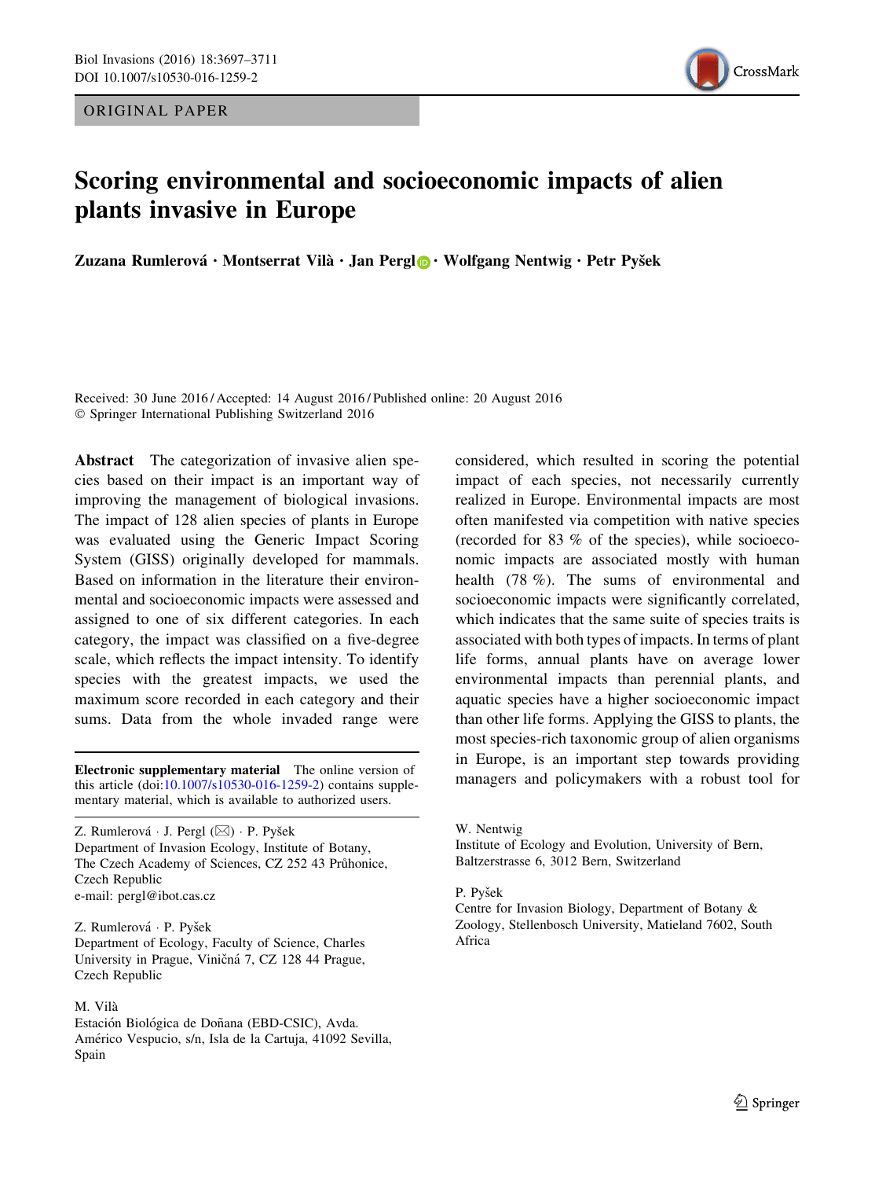ORIGINAL PAPER

# Scoring environmental and socioeconomic impacts of alien plants invasive in Europe

**Zuzana Rumlerová · Montserrat Vilà · Jan Pergl · Wolfgang Nentwig · Petr Pyšek**

Received: 30 June 2016 / Accepted: 14 August 2016 / Published online: 20 August 2016
© Springer International Publishing Switzerland 2016

**Abstract** The categorization of invasive alien species based on their impact is an important way of improving the management of biological invasions. The impact of 128 alien species of plants in Europe was evaluated using the Generic Impact Scoring System (GISS) originally developed for mammals. Based on information in the literature their environmental and socioeconomic impacts were assessed and assigned to one of six different categories. In each category, the impact was classified on a five-degree scale, which reflects the impact intensity. To identify species with the greatest impacts, we used the maximum score recorded in each category and their sums. Data from the whole invaded range were considered, which resulted in scoring the potential impact of each species, not necessarily currently realized in Europe. Environmental impacts are most often manifested via competition with native species (recorded for 83 % of the species), while socioeconomic impacts are associated mostly with human health (78 %). The sums of environmental and socioeconomic impacts were significantly correlated, which indicates that the same suite of species traits is associated with both types of impacts. In terms of plant life forms, annual plants have on average lower environmental impacts than perennial plants, and aquatic species have a higher socioeconomic impact than other life forms. Applying the GISS to plants, the most species-rich taxonomic group of alien organisms in Europe, is an important step towards providing managers and policymakers with a robust tool for

**Electronic supplementary material** The online version of this article (doi:10.1007/s10530-016-1259-2) contains supplementary material, which is available to authorized users.

Z. Rumlerová · J. Pergl (✉) · P. Pyšek
Department of Invasion Ecology, Institute of Botany, The Czech Academy of Sciences, CZ 252 43 Průhonice, Czech Republic
e-mail: pergl@ibot.cas.cz

Z. Rumlerová · P. Pyšek
Department of Ecology, Faculty of Science, Charles University in Prague, Viničná 7, CZ 128 44 Prague, Czech Republic

M. Vilà
Estación Biológica de Doñana (EBD-CSIC), Avda. Américo Vespucio, s/n, Isla de la Cartuja, 41092 Sevilla, Spain

W. Nentwig
Institute of Ecology and Evolution, University of Bern, Baltzerstrasse 6, 3012 Bern, Switzerland

P. Pyšek
Centre for Invasion Biology, Department of Botany & Zoology, Stellenbosch University, Matieland 7602, South Africa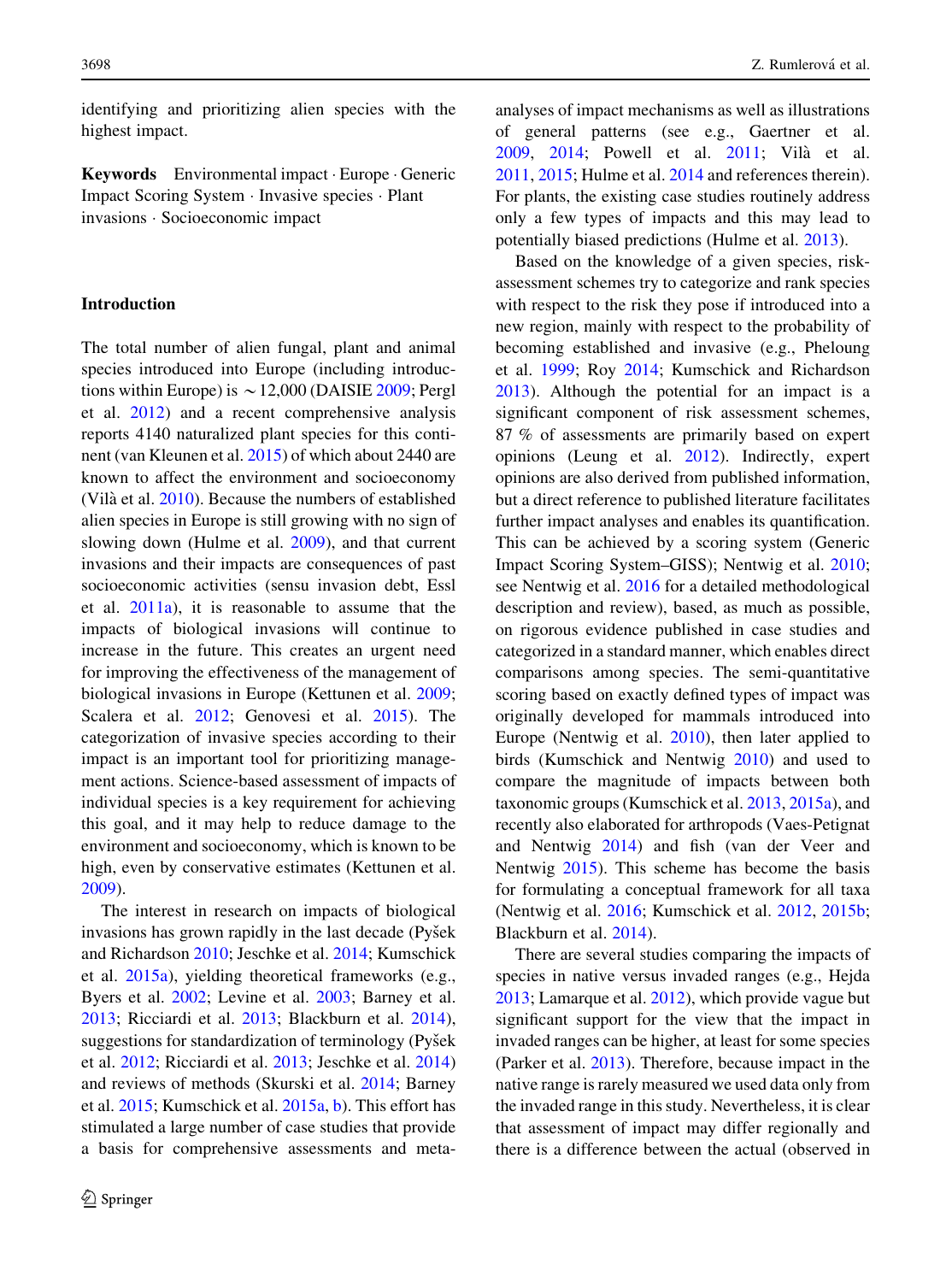identifying and prioritizing alien species with the highest impact.

**Keywords** Environmental impact · Europe · Generic Impact Scoring System · Invasive species · Plant invasions · Socioeconomic impact

## Introduction

The total number of alien fungal, plant and animal species introduced into Europe (including introductions within Europe) is ~12,000 (DAISIE 2009; Pergl et al. 2012) and a recent comprehensive analysis reports 4140 naturalized plant species for this continent (van Kleunen et al. 2015) of which about 2440 are known to affect the environment and socioeconomy (Vilà et al. 2010). Because the numbers of established alien species in Europe is still growing with no sign of slowing down (Hulme et al. 2009), and that current invasions and their impacts are consequences of past socioeconomic activities (sensu invasion debt, Essl et al. 2011a), it is reasonable to assume that the impacts of biological invasions will continue to increase in the future. This creates an urgent need for improving the effectiveness of the management of biological invasions in Europe (Kettunen et al. 2009; Scalera et al. 2012; Genovesi et al. 2015). The categorization of invasive species according to their impact is an important tool for prioritizing management actions. Science-based assessment of impacts of individual species is a key requirement for achieving this goal, and it may help to reduce damage to the environment and socioeconomy, which is known to be high, even by conservative estimates (Kettunen et al. 2009).

The interest in research on impacts of biological invasions has grown rapidly in the last decade (Pyšek and Richardson 2010; Jeschke et al. 2014; Kumschick et al. 2015a), yielding theoretical frameworks (e.g., Byers et al. 2002; Levine et al. 2003; Barney et al. 2013; Ricciardi et al. 2013; Blackburn et al. 2014), suggestions for standardization of terminology (Pyšek et al. 2012; Ricciardi et al. 2013; Jeschke et al. 2014) and reviews of methods (Skurski et al. 2014; Barney et al. 2015; Kumschick et al. 2015a, b). This effort has stimulated a large number of case studies that provide a basis for comprehensive assessments and meta-analyses of impact mechanisms as well as illustrations of general patterns (see e.g., Gaertner et al. 2009, 2014; Powell et al. 2011; Vilà et al. 2011, 2015; Hulme et al. 2014 and references therein). For plants, the existing case studies routinely address only a few types of impacts and this may lead to potentially biased predictions (Hulme et al. 2013).

Based on the knowledge of a given species, risk-assessment schemes try to categorize and rank species with respect to the risk they pose if introduced into a new region, mainly with respect to the probability of becoming established and invasive (e.g., Pheloung et al. 1999; Roy 2014; Kumschick and Richardson 2013). Although the potential for an impact is a significant component of risk assessment schemes, 87 % of assessments are primarily based on expert opinions (Leung et al. 2012). Indirectly, expert opinions are also derived from published information, but a direct reference to published literature facilitates further impact analyses and enables its quantification. This can be achieved by a scoring system (Generic Impact Scoring System–GISS); Nentwig et al. 2010; see Nentwig et al. 2016 for a detailed methodological description and review), based, as much as possible, on rigorous evidence published in case studies and categorized in a standard manner, which enables direct comparisons among species. The semi-quantitative scoring based on exactly defined types of impact was originally developed for mammals introduced into Europe (Nentwig et al. 2010), then later applied to birds (Kumschick and Nentwig 2010) and used to compare the magnitude of impacts between both taxonomic groups (Kumschick et al. 2013, 2015a), and recently also elaborated for arthropods (Vaes-Petignat and Nentwig 2014) and fish (van der Veer and Nentwig 2015). This scheme has become the basis for formulating a conceptual framework for all taxa (Nentwig et al. 2016; Kumschick et al. 2012, 2015b; Blackburn et al. 2014).

There are several studies comparing the impacts of species in native versus invaded ranges (e.g., Hejda 2013; Lamarque et al. 2012), which provide vague but significant support for the view that the impact in invaded ranges can be higher, at least for some species (Parker et al. 2013). Therefore, because impact in the native range is rarely measured we used data only from the invaded range in this study. Nevertheless, it is clear that assessment of impact may differ regionally and there is a difference between the actual (observed in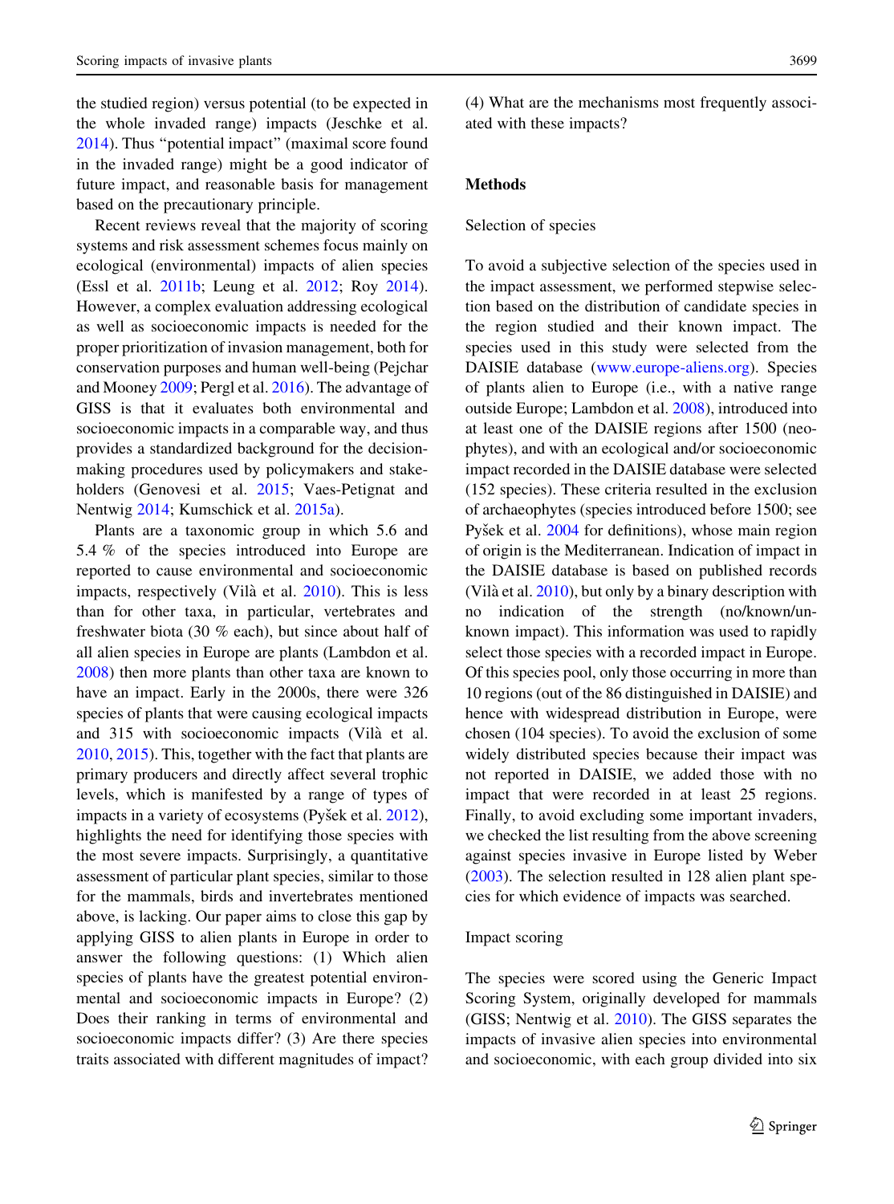the studied region) versus potential (to be expected in the whole invaded range) impacts (Jeschke et al. 2014). Thus "potential impact" (maximal score found in the invaded range) might be a good indicator of future impact, and reasonable basis for management based on the precautionary principle.

Recent reviews reveal that the majority of scoring systems and risk assessment schemes focus mainly on ecological (environmental) impacts of alien species (Essl et al. 2011b; Leung et al. 2012; Roy 2014). However, a complex evaluation addressing ecological as well as socioeconomic impacts is needed for the proper prioritization of invasion management, both for conservation purposes and human well-being (Pejchar and Mooney 2009; Pergl et al. 2016). The advantage of GISS is that it evaluates both environmental and socioeconomic impacts in a comparable way, and thus provides a standardized background for the decision-making procedures used by policymakers and stakeholders (Genovesi et al. 2015; Vaes-Petignat and Nentwig 2014; Kumschick et al. 2015a).

Plants are a taxonomic group in which 5.6 and 5.4 % of the species introduced into Europe are reported to cause environmental and socioeconomic impacts, respectively (Vilà et al. 2010). This is less than for other taxa, in particular, vertebrates and freshwater biota (30 % each), but since about half of all alien species in Europe are plants (Lambdon et al. 2008) then more plants than other taxa are known to have an impact. Early in the 2000s, there were 326 species of plants that were causing ecological impacts and 315 with socioeconomic impacts (Vilà et al. 2010, 2015). This, together with the fact that plants are primary producers and directly affect several trophic levels, which is manifested by a range of types of impacts in a variety of ecosystems (Pyšek et al. 2012), highlights the need for identifying those species with the most severe impacts. Surprisingly, a quantitative assessment of particular plant species, similar to those for the mammals, birds and invertebrates mentioned above, is lacking. Our paper aims to close this gap by applying GISS to alien plants in Europe in order to answer the following questions: (1) Which alien species of plants have the greatest potential environmental and socioeconomic impacts in Europe? (2) Does their ranking in terms of environmental and socioeconomic impacts differ? (3) Are there species traits associated with different magnitudes of impact? (4) What are the mechanisms most frequently associated with these impacts?

## Methods

### Selection of species

To avoid a subjective selection of the species used in the impact assessment, we performed stepwise selection based on the distribution of candidate species in the region studied and their known impact. The species used in this study were selected from the DAISIE database (www.europe-aliens.org). Species of plants alien to Europe (i.e., with a native range outside Europe; Lambdon et al. 2008), introduced into at least one of the DAISIE regions after 1500 (neophytes), and with an ecological and/or socioeconomic impact recorded in the DAISIE database were selected (152 species). These criteria resulted in the exclusion of archaeophytes (species introduced before 1500; see Pyšek et al. 2004 for definitions), whose main region of origin is the Mediterranean. Indication of impact in the DAISIE database is based on published records (Vilà et al. 2010), but only by a binary description with no indication of the strength (no/known/unknown impact). This information was used to rapidly select those species with a recorded impact in Europe. Of this species pool, only those occurring in more than 10 regions (out of the 86 distinguished in DAISIE) and hence with widespread distribution in Europe, were chosen (104 species). To avoid the exclusion of some widely distributed species because their impact was not reported in DAISIE, we added those with no impact that were recorded in at least 25 regions. Finally, to avoid excluding some important invaders, we checked the list resulting from the above screening against species invasive in Europe listed by Weber (2003). The selection resulted in 128 alien plant species for which evidence of impacts was searched.

### Impact scoring

The species were scored using the Generic Impact Scoring System, originally developed for mammals (GISS; Nentwig et al. 2010). The GISS separates the impacts of invasive alien species into environmental and socioeconomic, with each group divided into six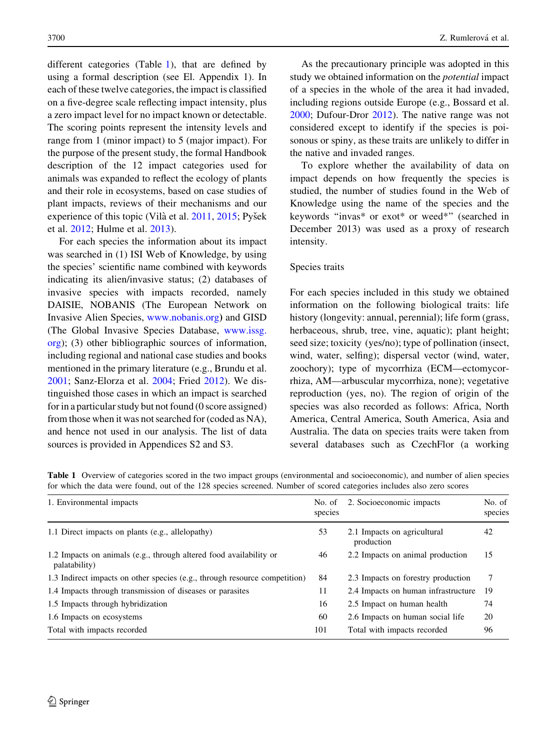different categories (Table 1), that are defined by using a formal description (see El. Appendix 1). In each of these twelve categories, the impact is classified on a five-degree scale reflecting impact intensity, plus a zero impact level for no impact known or detectable. The scoring points represent the intensity levels and range from 1 (minor impact) to 5 (major impact). For the purpose of the present study, the formal Handbook description of the 12 impact categories used for animals was expanded to reflect the ecology of plants and their role in ecosystems, based on case studies of plant impacts, reviews of their mechanisms and our experience of this topic (Vilà et al. 2011, 2015; Pyšek et al. 2012; Hulme et al. 2013).

For each species the information about its impact was searched in (1) ISI Web of Knowledge, by using the species' scientific name combined with keywords indicating its alien/invasive status; (2) databases of invasive species with impacts recorded, namely DAISIE, NOBANIS (The European Network on Invasive Alien Species, www.nobanis.org) and GISD (The Global Invasive Species Database, www.issg.org); (3) other bibliographic sources of information, including regional and national case studies and books mentioned in the primary literature (e.g., Brundu et al. 2001; Sanz-Elorza et al. 2004; Fried 2012). We distinguished those cases in which an impact is searched for in a particular study but not found (0 score assigned) from those when it was not searched for (coded as NA), and hence not used in our analysis. The list of data sources is provided in Appendices S2 and S3.

As the precautionary principle was adopted in this study we obtained information on the *potential* impact of a species in the whole of the area it had invaded, including regions outside Europe (e.g., Bossard et al. 2000; Dufour-Dror 2012). The native range was not considered except to identify if the species is poisonous or spiny, as these traits are unlikely to differ in the native and invaded ranges.

To explore whether the availability of data on impact depends on how frequently the species is studied, the number of studies found in the Web of Knowledge using the name of the species and the keywords "invas* or exot* or weed*" (searched in December 2013) was used as a proxy of research intensity.

## Species traits

For each species included in this study we obtained information on the following biological traits: life history (longevity: annual, perennial); life form (grass, herbaceous, shrub, tree, vine, aquatic); plant height; seed size; toxicity (yes/no); type of pollination (insect, wind, water, selfing); dispersal vector (wind, water, zoochory); type of mycorrhiza (ECM—ectomycorrhiza, AM—arbuscular mycorrhiza, none); vegetative reproduction (yes, no). The region of origin of the species was also recorded as follows: Africa, North America, Central America, South America, Asia and Australia. The data on species traits were taken from several databases such as CzechFlor (a working

**Table 1** Overview of categories scored in the two impact groups (environmental and socioeconomic), and number of alien species for which the data were found, out of the 128 species screened. Number of scored categories includes also zero scores

| 1. Environmental impacts | No. of species | 2. Socioeconomic impacts | No. of species |
|---|---|---|---|
| 1.1 Direct impacts on plants (e.g., allelopathy) | 53 | 2.1 Impacts on agricultural production | 42 |
| 1.2 Impacts on animals (e.g., through altered food availability or palatability) | 46 | 2.2 Impacts on animal production | 15 |
| 1.3 Indirect impacts on other species (e.g., through resource competition) | 84 | 2.3 Impacts on forestry production | 7 |
| 1.4 Impacts through transmission of diseases or parasites | 11 | 2.4 Impacts on human infrastructure | 19 |
| 1.5 Impacts through hybridization | 16 | 2.5 Impact on human health | 74 |
| 1.6 Impacts on ecosystems | 60 | 2.6 Impacts on human social life | 20 |
| Total with impacts recorded | 101 | Total with impacts recorded | 96 |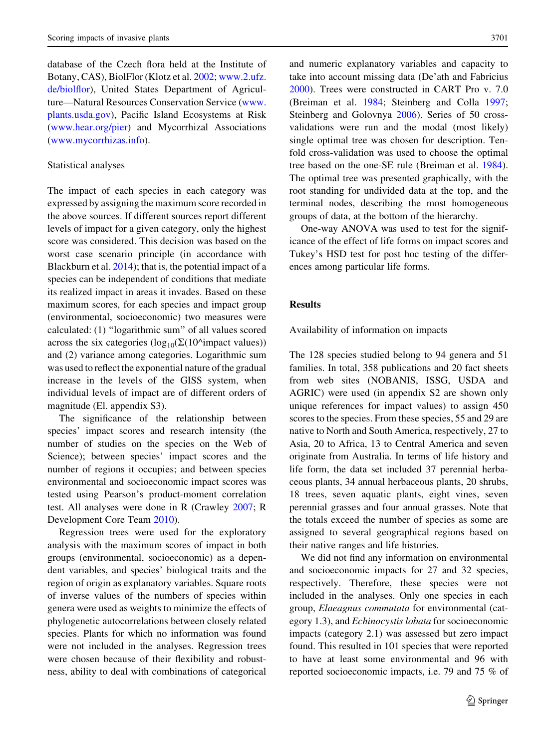database of the Czech flora held at the Institute of Botany, CAS), BiolFlor (Klotz et al. 2002; www.2.ufz.de/biolflor), United States Department of Agriculture—Natural Resources Conservation Service (www.plants.usda.gov), Pacific Island Ecosystems at Risk (www.hear.org/pier) and Mycorrhizal Associations (www.mycorrhizas.info).

## Statistical analyses

The impact of each species in each category was expressed by assigning the maximum score recorded in the above sources. If different sources report different levels of impact for a given category, only the highest score was considered. This decision was based on the worst case scenario principle (in accordance with Blackburn et al. 2014); that is, the potential impact of a species can be independent of conditions that mediate its realized impact in areas it invades. Based on these maximum scores, for each species and impact group (environmental, socioeconomic) two measures were calculated: (1) "logarithmic sum" of all values scored across the six categories ($\log_{10}(\Sigma(10^{\text{impact values}}))$) and (2) variance among categories. Logarithmic sum was used to reflect the exponential nature of the gradual increase in the levels of the GISS system, when individual levels of impact are of different orders of magnitude (El. appendix S3).

The significance of the relationship between species' impact scores and research intensity (the number of studies on the species on the Web of Science); between species' impact scores and the number of regions it occupies; and between species environmental and socioeconomic impact scores was tested using Pearson's product-moment correlation test. All analyses were done in R (Crawley 2007; R Development Core Team 2010).

Regression trees were used for the exploratory analysis with the maximum scores of impact in both groups (environmental, socioeconomic) as a dependent variables, and species' biological traits and the region of origin as explanatory variables. Square roots of inverse values of the numbers of species within genera were used as weights to minimize the effects of phylogenetic autocorrelations between closely related species. Plants for which no information was found were not included in the analyses. Regression trees were chosen because of their flexibility and robustness, ability to deal with combinations of categorical and numeric explanatory variables and capacity to take into account missing data (De'ath and Fabricius 2000). Trees were constructed in CART Pro v. 7.0 (Breiman et al. 1984; Steinberg and Colla 1997; Steinberg and Golovnya 2006). Series of 50 cross-validations were run and the modal (most likely) single optimal tree was chosen for description. Ten-fold cross-validation was used to choose the optimal tree based on the one-SE rule (Breiman et al. 1984). The optimal tree was presented graphically, with the root standing for undivided data at the top, and the terminal nodes, describing the most homogeneous groups of data, at the bottom of the hierarchy.

One-way ANOVA was used to test for the significance of the effect of life forms on impact scores and Tukey's HSD test for post hoc testing of the differences among particular life forms.

# Results

## Availability of information on impacts

The 128 species studied belong to 94 genera and 51 families. In total, 358 publications and 20 fact sheets from web sites (NOBANIS, ISSG, USDA and AGRIC) were used (in appendix S2 are shown only unique references for impact values) to assign 450 scores to the species. From these species, 55 and 29 are native to North and South America, respectively, 27 to Asia, 20 to Africa, 13 to Central America and seven originate from Australia. In terms of life history and life form, the data set included 37 perennial herbaceous plants, 34 annual herbaceous plants, 20 shrubs, 18 trees, seven aquatic plants, eight vines, seven perennial grasses and four annual grasses. Note that the totals exceed the number of species as some are assigned to several geographical regions based on their native ranges and life histories.

We did not find any information on environmental and socioeconomic impacts for 27 and 32 species, respectively. Therefore, these species were not included in the analyses. Only one species in each group, *Elaeagnus commutata* for environmental (category 1.3), and *Echinocystis lobata* for socioeconomic impacts (category 2.1) was assessed but zero impact found. This resulted in 101 species that were reported to have at least some environmental and 96 with reported socioeconomic impacts, i.e. 79 and 75 % of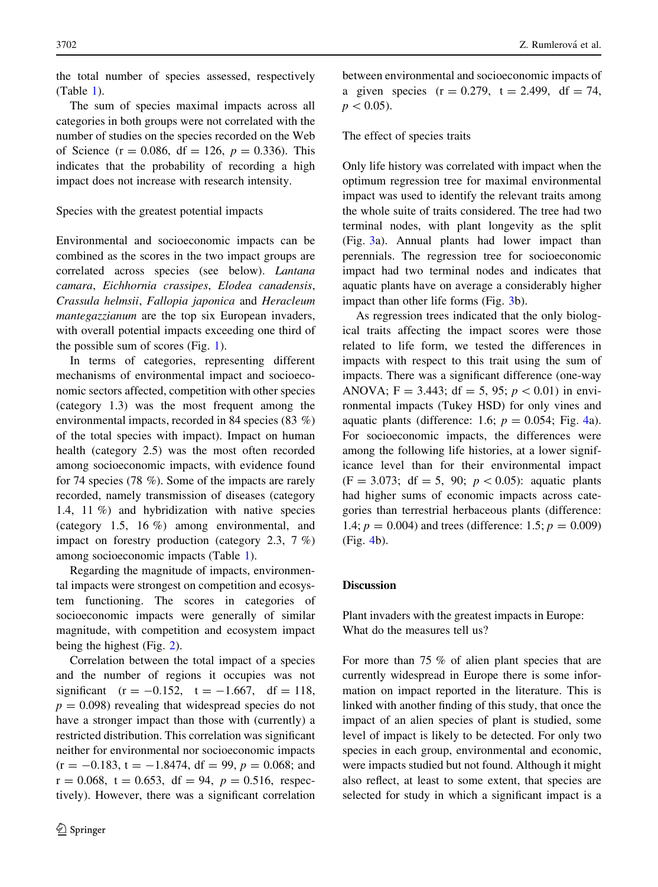the total number of species assessed, respectively (Table 1).

The sum of species maximal impacts across all categories in both groups were not correlated with the number of studies on the species recorded on the Web of Science ($r = 0.086$, $df = 126$, $p = 0.336$). This indicates that the probability of recording a high impact does not increase with research intensity.

### Species with the greatest potential impacts

Environmental and socioeconomic impacts can be combined as the scores in the two impact groups are correlated across species (see below). *Lantana camara*, *Eichhornia crassipes*, *Elodea canadensis*, *Crassula helmsii*, *Fallopia japonica* and *Heracleum mantegazzianum* are the top six European invaders, with overall potential impacts exceeding one third of the possible sum of scores (Fig. 1).

In terms of categories, representing different mechanisms of environmental impact and socioeconomic sectors affected, competition with other species (category 1.3) was the most frequent among the environmental impacts, recorded in 84 species (83 %) of the total species with impact). Impact on human health (category 2.5) was the most often recorded among socioeconomic impacts, with evidence found for 74 species (78 %). Some of the impacts are rarely recorded, namely transmission of diseases (category 1.4, 11 %) and hybridization with native species (category 1.5, 16 %) among environmental, and impact on forestry production (category 2.3, 7 %) among socioeconomic impacts (Table 1).

Regarding the magnitude of impacts, environmental impacts were strongest on competition and ecosystem functioning. The scores in categories of socioeconomic impacts were generally of similar magnitude, with competition and ecosystem impact being the highest (Fig. 2).

Correlation between the total impact of a species and the number of regions it occupies was not significant ($r = -0.152$, $t = -1.667$, $df = 118$, $p = 0.098$) revealing that widespread species do not have a stronger impact than those with (currently) a restricted distribution. This correlation was significant neither for environmental nor socioeconomic impacts ($r = -0.183$, $t = -1.8474$, $df = 99$, $p = 0.068$; and $r = 0.068$, $t = 0.653$, $df = 94$, $p = 0.516$, respectively). However, there was a significant correlation between environmental and socioeconomic impacts of a given species ($r = 0.279$, $t = 2.499$, $df = 74$, $p < 0.05$).

### The effect of species traits

Only life history was correlated with impact when the optimum regression tree for maximal environmental impact was used to identify the relevant traits among the whole suite of traits considered. The tree had two terminal nodes, with plant longevity as the split (Fig. 3a). Annual plants had lower impact than perennials. The regression tree for socioeconomic impact had two terminal nodes and indicates that aquatic plants have on average a considerably higher impact than other life forms (Fig. 3b).

As regression trees indicated that the only biological traits affecting the impact scores were those related to life form, we tested the differences in impacts with respect to this trait using the sum of impacts. There was a significant difference (one-way ANOVA; $F = 3.443$; $df = 5, 95$; $p < 0.01$) in environmental impacts (Tukey HSD) for only vines and aquatic plants (difference: 1.6; $p = 0.054$; Fig. 4a). For socioeconomic impacts, the differences were among the following life histories, at a lower significance level than for their environmental impact ($F = 3.073$; $df = 5, 90$; $p < 0.05$): aquatic plants had higher sums of economic impacts across categories than terrestrial herbaceous plants (difference: 1.4; $p = 0.004$) and trees (difference: 1.5; $p = 0.009$) (Fig. 4b).

## Discussion

### Plant invaders with the greatest impacts in Europe: What do the measures tell us?

For more than 75 % of alien plant species that are currently widespread in Europe there is some information on impact reported in the literature. This is linked with another finding of this study, that once the impact of an alien species of plant is studied, some level of impact is likely to be detected. For only two species in each group, environmental and economic, were impacts studied but not found. Although it might also reflect, at least to some extent, that species are selected for study in which a significant impact is a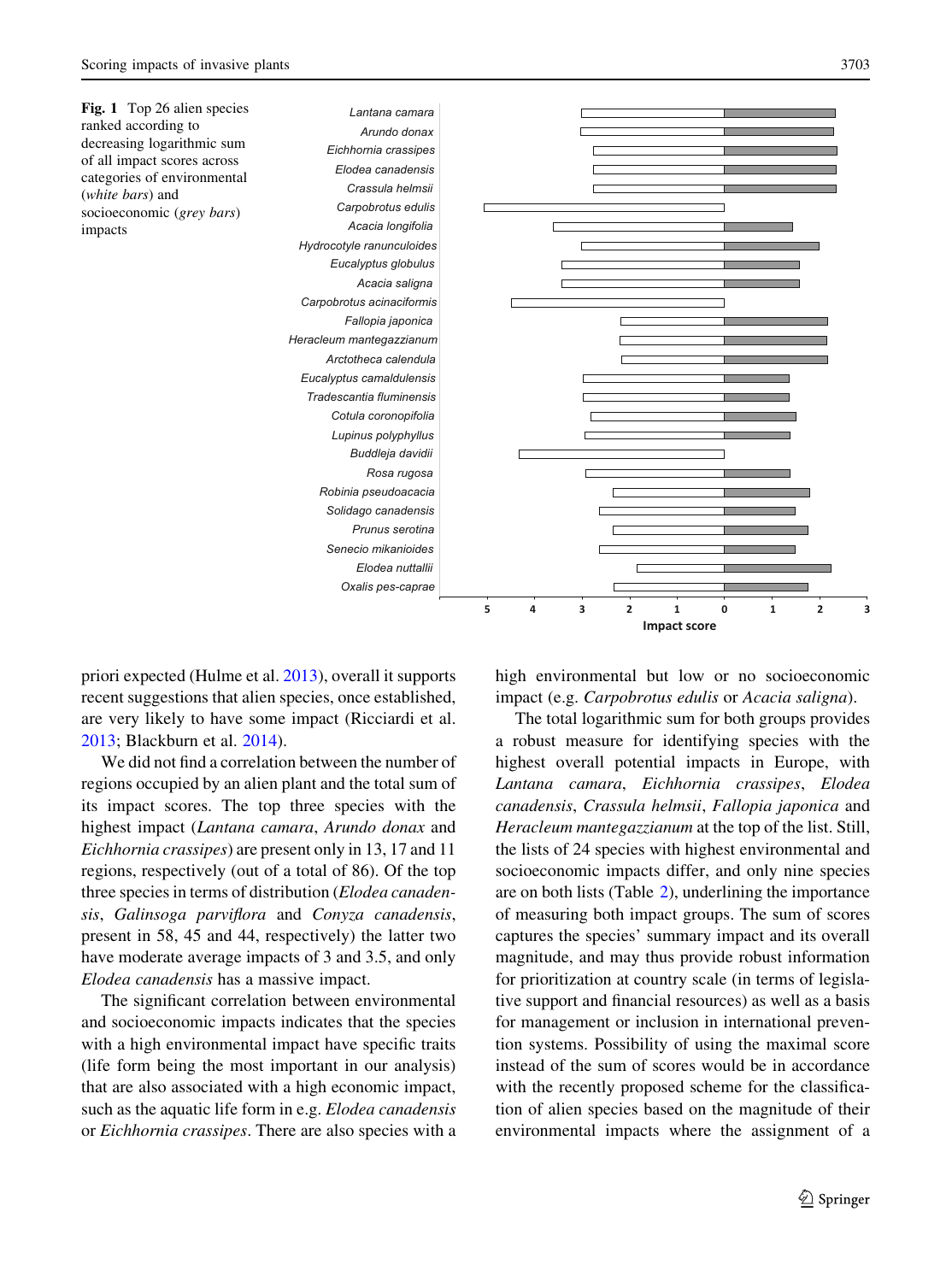**Fig. 1** Top 26 alien species ranked according to decreasing logarithmic sum of all impact scores across categories of environmental (*white bars*) and socioeconomic (*grey bars*) impacts

priori expected (Hulme et al. 2013), overall it supports recent suggestions that alien species, once established, are very likely to have some impact (Ricciardi et al. 2013; Blackburn et al. 2014).

We did not find a correlation between the number of regions occupied by an alien plant and the total sum of its impact scores. The top three species with the highest impact (*Lantana camara*, *Arundo donax* and *Eichhornia crassipes*) are present only in 13, 17 and 11 regions, respectively (out of a total of 86). Of the top three species in terms of distribution (*Elodea canadensis*, *Galinsoga parviflora* and *Conyza canadensis*, present in 58, 45 and 44, respectively) the latter two have moderate average impacts of 3 and 3.5, and only *Elodea canadensis* has a massive impact.

The significant correlation between environmental and socioeconomic impacts indicates that the species with a high environmental impact have specific traits (life form being the most important in our analysis) that are also associated with a high economic impact, such as the aquatic life form in e.g. *Elodea canadensis* or *Eichhornia crassipes*. There are also species with a high environmental but low or no socioeconomic impact (e.g. *Carpobrotus edulis* or *Acacia saligna*).

The total logarithmic sum for both groups provides a robust measure for identifying species with the highest overall potential impacts in Europe, with *Lantana camara*, *Eichhornia crassipes*, *Elodea canadensis*, *Crassula helmsii*, *Fallopia japonica* and *Heracleum mantegazzianum* at the top of the list. Still, the lists of 24 species with highest environmental and socioeconomic impacts differ, and only nine species are on both lists (Table 2), underlining the importance of measuring both impact groups. The sum of scores captures the species' summary impact and its overall magnitude, and may thus provide robust information for prioritization at country scale (in terms of legislative support and financial resources) as well as a basis for management or inclusion in international prevention systems. Possibility of using the maximal score instead of the sum of scores would be in accordance with the recently proposed scheme for the classification of alien species based on the magnitude of their environmental impacts where the assignment of a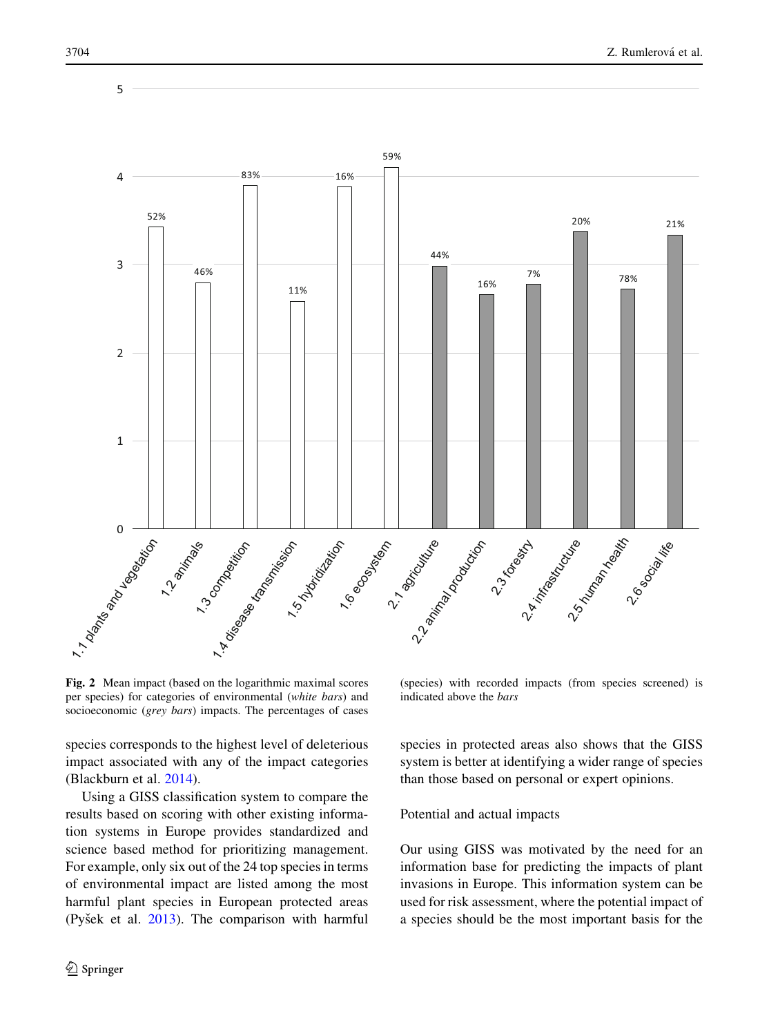**Fig. 2** Mean impact (based on the logarithmic maximal scores per species) for categories of environmental (*white bars*) and socioeconomic (*grey bars*) impacts. The percentages of cases (species) with recorded impacts (from species screened) is indicated above the *bars*

species corresponds to the highest level of deleterious impact associated with any of the impact categories (Blackburn et al. 2014).

Using a GISS classification system to compare the results based on scoring with other existing information systems in Europe provides standardized and science based method for prioritizing management. For example, only six out of the 24 top species in terms of environmental impact are listed among the most harmful plant species in European protected areas (Pyšek et al. 2013). The comparison with harmful species in protected areas also shows that the GISS system is better at identifying a wider range of species than those based on personal or expert opinions.

Potential and actual impacts

Our using GISS was motivated by the need for an information base for predicting the impacts of plant invasions in Europe. This information system can be used for risk assessment, where the potential impact of a species should be the most important basis for the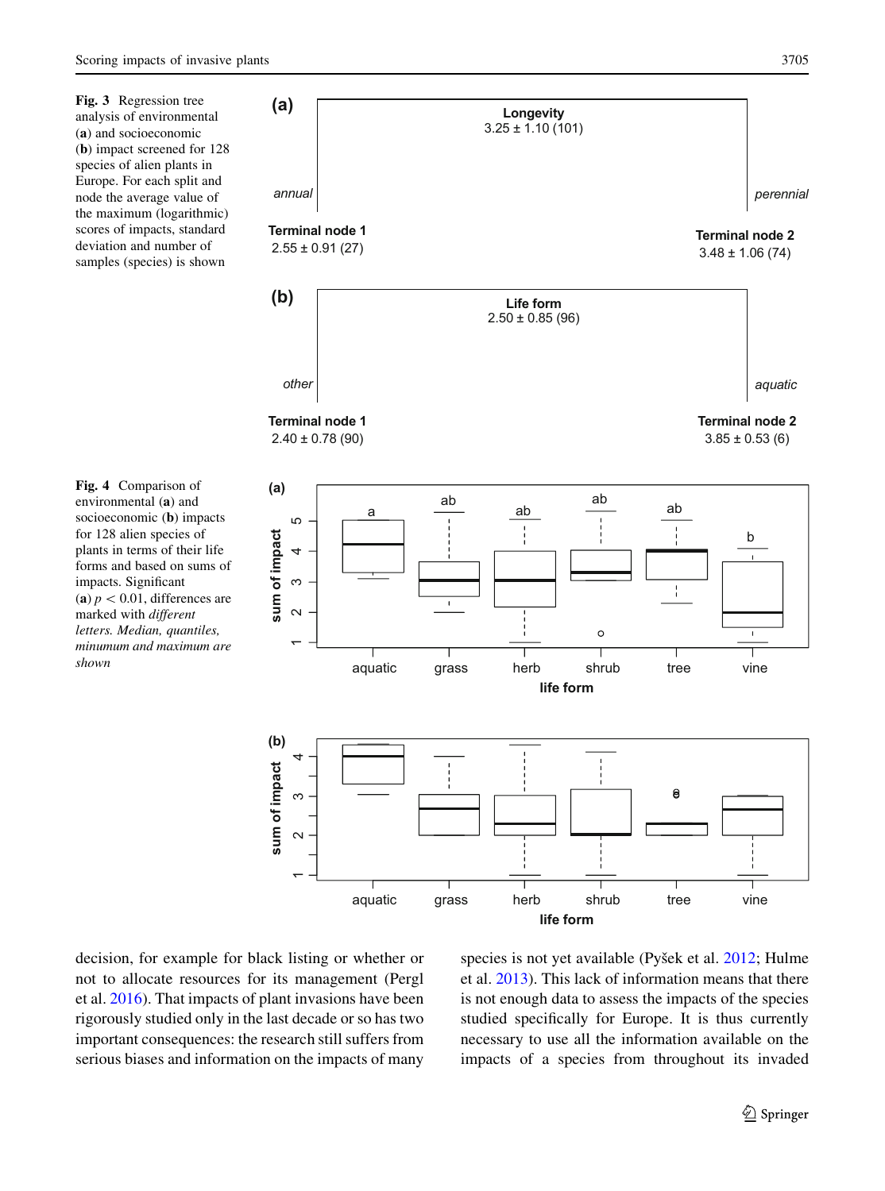**Fig. 3** Regression tree analysis of environmental (**a**) and socioeconomic (**b**) impact screened for 128 species of alien plants in Europe. For each split and node the average value of the maximum (logarithmic) scores of impacts, standard deviation and number of samples (species) is shown

**Fig. 4** Comparison of environmental (**a**) and socioeconomic (**b**) impacts for 128 alien species of plants in terms of their life forms and based on sums of impacts. Significant (**a**) $p < 0.01$, differences are marked with *different letters. Median, quantiles, minumum and maximum are shown*

decision, for example for black listing or whether or not to allocate resources for its management (Pergl et al. 2016). That impacts of plant invasions have been rigorously studied only in the last decade or so has two important consequences: the research still suffers from serious biases and information on the impacts of many species is not yet available (Pyšek et al. 2012; Hulme et al. 2013). This lack of information means that there is not enough data to assess the impacts of the species studied specifically for Europe. It is thus currently necessary to use all the information available on the impacts of a species from throughout its invaded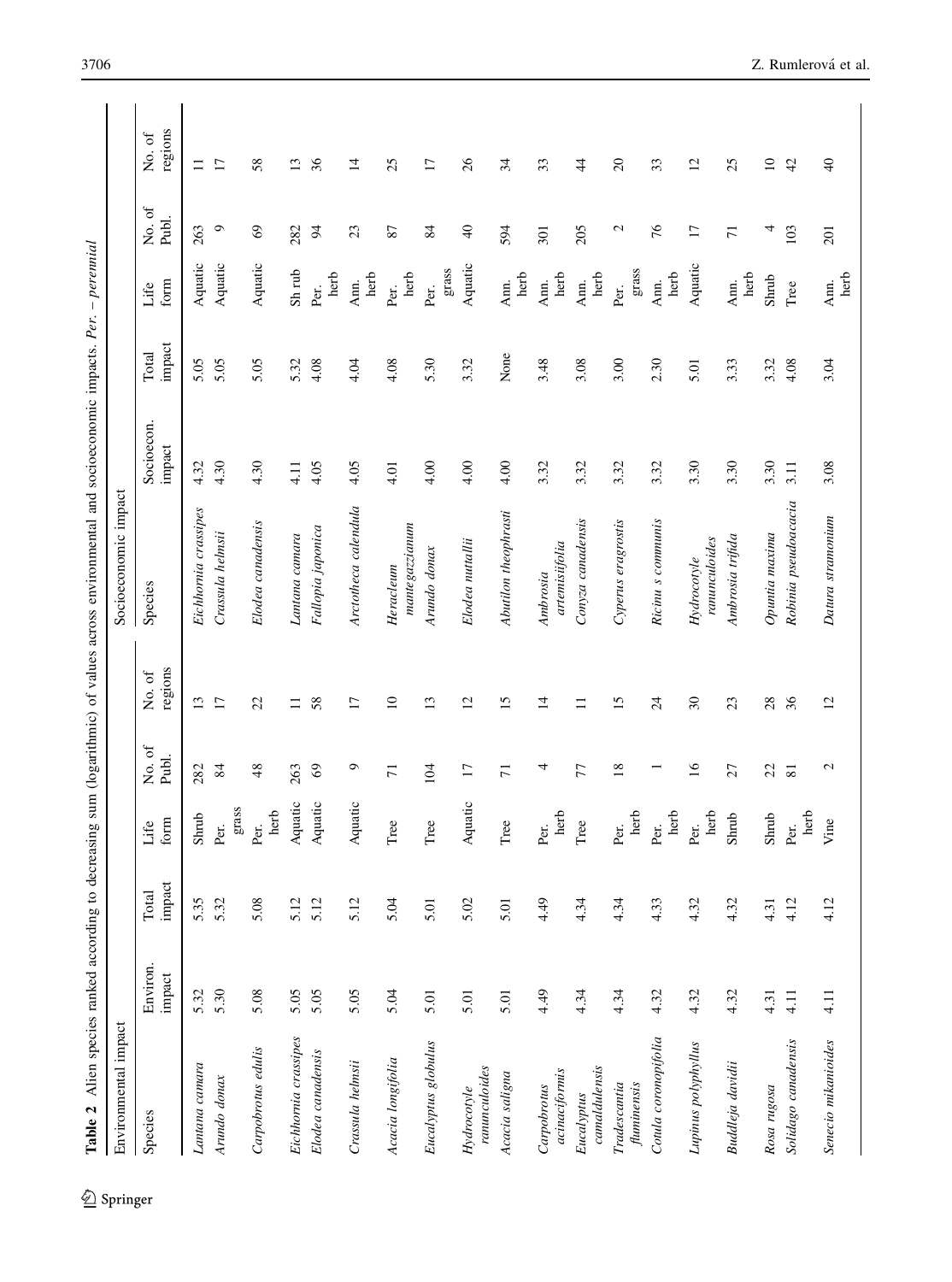**Table 2** Alien species ranked according to decreasing sum (logarithmic) of values across environmental and socioeconomic impacts. *Per.* – *perennial*

| Environmental impact | | | | | | Socioeconomic impact | | | | | |
|---|---|---|---|---|---|---|---|---|---|---|---|
| Species | Environ. impact | Total impact | Life form | No. of Publ. | No. of regions | Species | Socioecon. impact | Total impact | Life form | No. of Publ. | No. of regions |
| *Lantana camara* | 5.32 | 5.35 | Shrub | 282 | 13 | *Eichhornia crassipes* | 4.32 | 5.05 | Aquatic | 263 | 11 |
| *Arundo donax* | 5.30 | 5.32 | Per. grass | 84 | 17 | *Crassula helmsii* | 4.30 | 5.05 | Aquatic | 9 | 17 |
| *Carpobrotus edulis* | 5.08 | 5.08 | Per. herb | 48 | 22 | *Elodea canadensis* | 4.30 | 5.05 | Aquatic | 69 | 58 |
| *Eichhornia crassipes* | 5.05 | 5.12 | Aquatic | 263 | 11 | *Lantana camara* | 4.11 | 5.32 | Sh rub | 282 | 13 |
| *Elodea canadensis* | 5.05 | 5.12 | Aquatic | 69 | 58 | *Fallopia japonica* | 4.05 | 4.08 | Per. herb | 94 | 36 |
| *Crassula helmsii* | 5.05 | 5.12 | Aquatic | 9 | 17 | *Arctotheca calendula* | 4.05 | 4.04 | Ann. herb | 23 | 14 |
| *Acacia longifolia* | 5.04 | 5.04 | Tree | 71 | 10 | *Heracleum mantegazzianum* | 4.01 | 4.08 | Per. herb | 87 | 25 |
| *Eucalyptus globulus* | 5.01 | 5.01 | Tree | 104 | 13 | *Arundo donax* | 4.00 | 5.30 | Per. grass | 84 | 17 |
| *Hydrocotyle ranunculoides* | 5.01 | 5.02 | Aquatic | 17 | 12 | *Elodea nuttallii* | 4.00 | 3.32 | Aquatic | 40 | 26 |
| *Acacia saligna* | 5.01 | 5.01 | Tree | 71 | 15 | *Abutilon theophrasti* | 4.00 | None | Ann. herb | 594 | 34 |
| *Carpobrotus acinaciformis* | 4.49 | 4.49 | Per. herb | 4 | 14 | *Ambrosia artemisiifolia* | 3.32 | 3.48 | Ann. herb | 301 | 33 |
| *Eucalyptus camaldulensis* | 4.34 | 4.34 | Tree | 77 | 11 | *Conyza canadensis* | 3.32 | 3.08 | Ann. herb | 205 | 44 |
| *Tradescantia fluminensis* | 4.34 | 4.34 | Per. herb | 18 | 15 | *Cyperus eragrostis* | 3.32 | 3.00 | Per. grass | 2 | 20 |
| *Cotula coronopifolia* | 4.32 | 4.33 | Per. herb | 1 | 24 | *Ricinu s communis* | 3.32 | 2.30 | Ann. herb | 76 | 33 |
| *Lupinus polyphyllus* | 4.32 | 4.32 | Per. herb | 16 | 30 | *Hydrocotyle ranunculoides* | 3.30 | 5.01 | Aquatic | 17 | 12 |
| *Buddleja davidii* | 4.32 | 4.32 | Shrub | 27 | 23 | *Ambrosia trifida* | 3.30 | 3.33 | Ann. herb | 71 | 25 |
| *Rosa rugosa* | 4.31 | 4.31 | Shrub | 22 | 28 | *Opuntia maxima* | 3.30 | 3.32 | Shrub | 4 | 10 |
| *Solidago canadensis* | 4.11 | 4.12 | Per. herb | 81 | 36 | *Robinia pseudoacacia* | 3.11 | 4.08 | Tree | 103 | 42 |
| *Senecio mikanioides* | 4.11 | 4.12 | Vine | 2 | 12 | *Datura stramonium* | 3.08 | 3.04 | Ann. herb | 201 | 40 |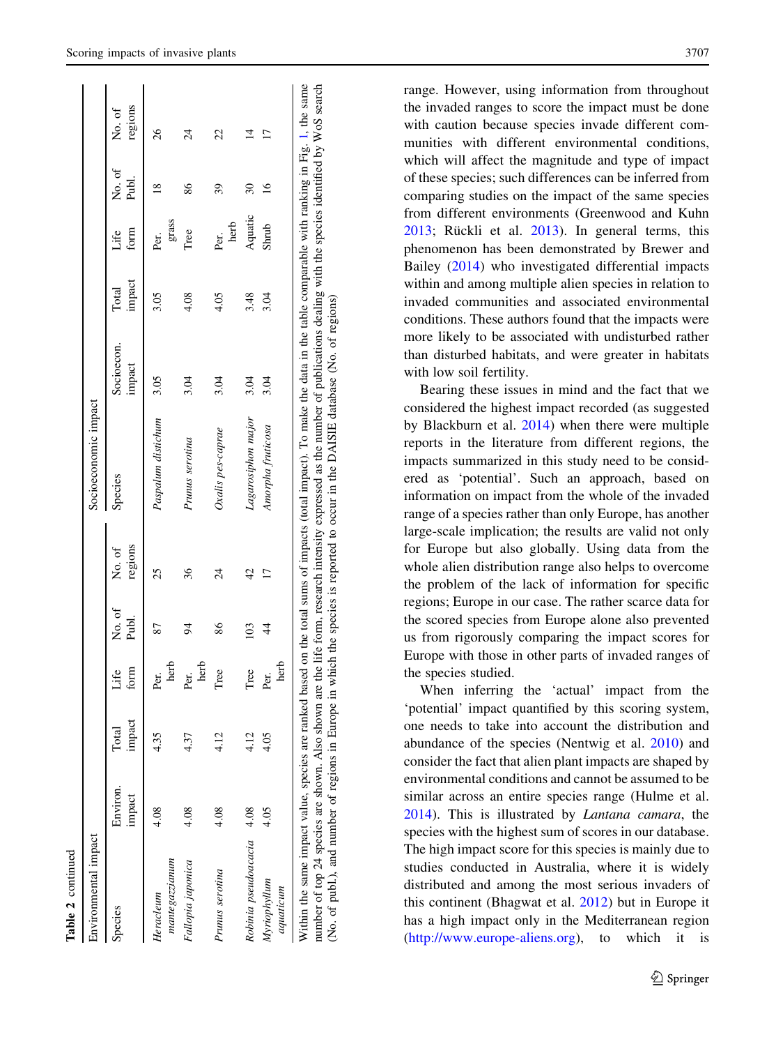**Table 2** continued

| Environmental impact | | | | | | Socioeconomic impact | | | | | |
|---|---|---|---|---|---|---|---|---|---|---|---|
| Species | Environ. impact | Total impact | Life form | No. of Publ. | No. of regions | Species | Socioecon. impact | Total impact | Life form | No. of Publ. | No. of regions |
| *Heracleum mantegazzianum* | 4.08 | 4.35 | Per. herb | 87 | 25 | *Paspalum distichum* | 3.05 | 3.05 | Per. grass | 18 | 26 |
| *Fallopia japonica* | 4.08 | 4.37 | Per. herb | 94 | 36 | *Prunus serotina* | 3.04 | 4.08 | Tree | 86 | 24 |
| *Prunus serotina* | 4.08 | 4.12 | Tree | 86 | 24 | *Oxalis pes-caprae* | 3.04 | 4.05 | Per. herb | 39 | 22 |
| *Robinia pseudoacacia* | 4.08 | 4.12 | Tree | 103 | 42 | *Lagarosiphon major* | 3.04 | 3.48 | Aquatic | 30 | 14 |
| *Myriophyllum aquaticum* | 4.05 | 4.05 | Per. herb | 44 | 17 | *Amorpha fruticosa* | 3.04 | 3.04 | Shrub | 16 | 17 |

Within the same impact value, species are ranked based on the total sums of impacts (total impact). To make the data in the table comparable with ranking in Fig. 1, the same number of top 24 species are shown. Also shown are the life form, research intensity expressed as the number of publications dealing with the species identified by WoS search (No. of publ.), and number of regions in Europe in which the species is reported to occur in the DAISIE database (No. of regions)

range. However, using information from throughout the invaded ranges to score the impact must be done with caution because species invade different communities with different environmental conditions, which will affect the magnitude and type of impact of these species; such differences can be inferred from comparing studies on the impact of the same species from different environments (Greenwood and Kuhn 2013; Rückli et al. 2013). In general terms, this phenomenon has been demonstrated by Brewer and Bailey (2014) who investigated differential impacts within and among multiple alien species in relation to invaded communities and associated environmental conditions. These authors found that the impacts were more likely to be associated with undisturbed rather than disturbed habitats, and were greater in habitats with low soil fertility.

Bearing these issues in mind and the fact that we considered the highest impact recorded (as suggested by Blackburn et al. 2014) when there were multiple reports in the literature from different regions, the impacts summarized in this study need to be considered as 'potential'. Such an approach, based on information on impact from the whole of the invaded range of a species rather than only Europe, has another large-scale implication; the results are valid not only for Europe but also globally. Using data from the whole alien distribution range also helps to overcome the problem of the lack of information for specific regions; Europe in our case. The rather scarce data for the scored species from Europe alone also prevented us from rigorously comparing the impact scores for Europe with those in other parts of invaded ranges of the species studied.

When inferring the 'actual' impact from the 'potential' impact quantified by this scoring system, one needs to take into account the distribution and abundance of the species (Nentwig et al. 2010) and consider the fact that alien plant impacts are shaped by environmental conditions and cannot be assumed to be similar across an entire species range (Hulme et al. 2014). This is illustrated by *Lantana camara*, the species with the highest sum of scores in our database. The high impact score for this species is mainly due to studies conducted in Australia, where it is widely distributed and among the most serious invaders of this continent (Bhagwat et al. 2012) but in Europe it has a high impact only in the Mediterranean region (http://www.europe-aliens.org), to which it is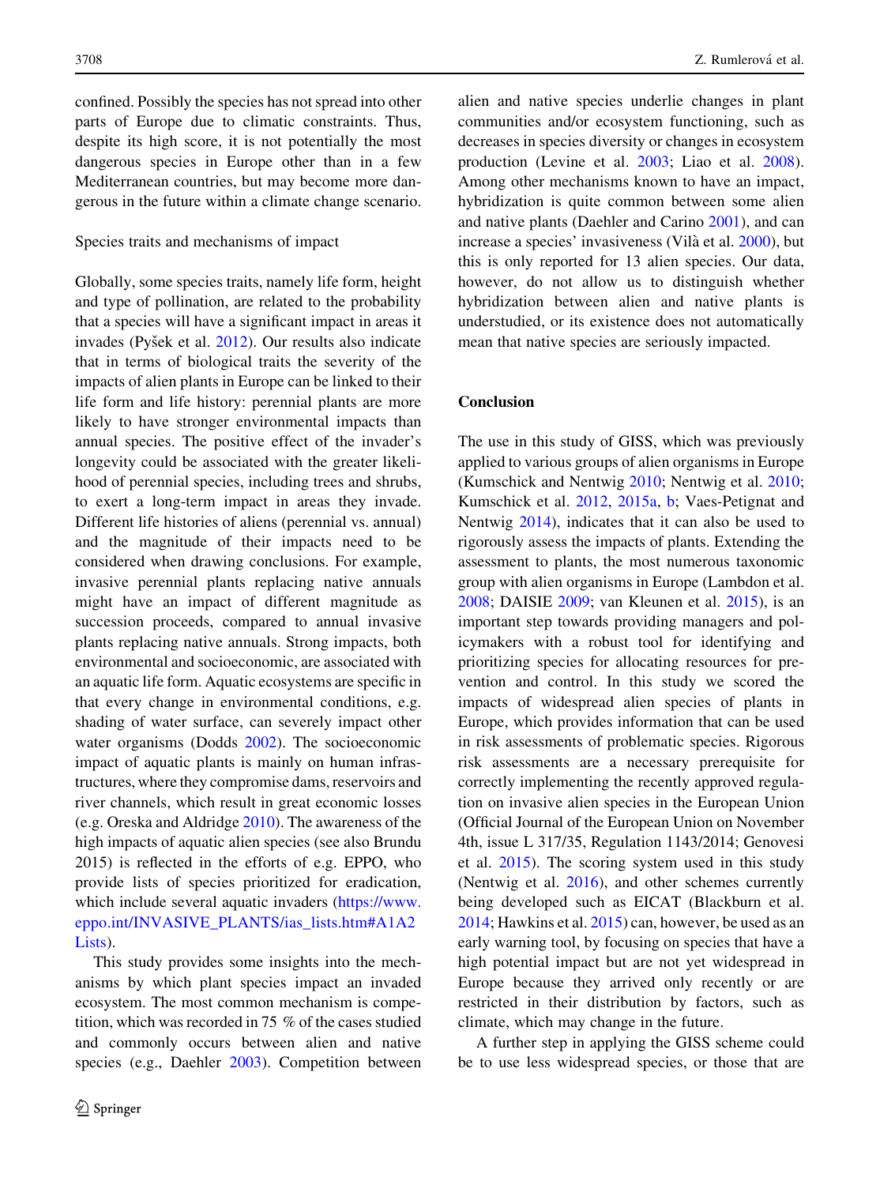confined. Possibly the species has not spread into other parts of Europe due to climatic constraints. Thus, despite its high score, it is not potentially the most dangerous species in Europe other than in a few Mediterranean countries, but may become more dangerous in the future within a climate change scenario.

### Species traits and mechanisms of impact

Globally, some species traits, namely life form, height and type of pollination, are related to the probability that a species will have a significant impact in areas it invades (Pyšek et al. 2012). Our results also indicate that in terms of biological traits the severity of the impacts of alien plants in Europe can be linked to their life form and life history: perennial plants are more likely to have stronger environmental impacts than annual species. The positive effect of the invader's longevity could be associated with the greater likelihood of perennial species, including trees and shrubs, to exert a long-term impact in areas they invade. Different life histories of aliens (perennial vs. annual) and the magnitude of their impacts need to be considered when drawing conclusions. For example, invasive perennial plants replacing native annuals might have an impact of different magnitude as succession proceeds, compared to annual invasive plants replacing native annuals. Strong impacts, both environmental and socioeconomic, are associated with an aquatic life form. Aquatic ecosystems are specific in that every change in environmental conditions, e.g. shading of water surface, can severely impact other water organisms (Dodds 2002). The socioeconomic impact of aquatic plants is mainly on human infrastructures, where they compromise dams, reservoirs and river channels, which result in great economic losses (e.g. Oreska and Aldridge 2010). The awareness of the high impacts of aquatic alien species (see also Brundu 2015) is reflected in the efforts of e.g. EPPO, who provide lists of species prioritized for eradication, which include several aquatic invaders (https://www.eppo.int/INVASIVE_PLANTS/ias_lists.htm#A1A2Lists).

This study provides some insights into the mechanisms by which plant species impact an invaded ecosystem. The most common mechanism is competition, which was recorded in 75 % of the cases studied and commonly occurs between alien and native species (e.g., Daehler 2003). Competition between alien and native species underlie changes in plant communities and/or ecosystem functioning, such as decreases in species diversity or changes in ecosystem production (Levine et al. 2003; Liao et al. 2008). Among other mechanisms known to have an impact, hybridization is quite common between some alien and native plants (Daehler and Carino 2001), and can increase a species' invasiveness (Vilà et al. 2000), but this is only reported for 13 alien species. Our data, however, do not allow us to distinguish whether hybridization between alien and native plants is understudied, or its existence does not automatically mean that native species are seriously impacted.

## Conclusion

The use in this study of GISS, which was previously applied to various groups of alien organisms in Europe (Kumschick and Nentwig 2010; Nentwig et al. 2010; Kumschick et al. 2012, 2015a, b; Vaes-Petignat and Nentwig 2014), indicates that it can also be used to rigorously assess the impacts of plants. Extending the assessment to plants, the most numerous taxonomic group with alien organisms in Europe (Lambdon et al. 2008; DAISIE 2009; van Kleunen et al. 2015), is an important step towards providing managers and policymakers with a robust tool for identifying and prioritizing species for allocating resources for prevention and control. In this study we scored the impacts of widespread alien species of plants in Europe, which provides information that can be used in risk assessments of problematic species. Rigorous risk assessments are a necessary prerequisite for correctly implementing the recently approved regulation on invasive alien species in the European Union (Official Journal of the European Union on November 4th, issue L 317/35, Regulation 1143/2014; Genovesi et al. 2015). The scoring system used in this study (Nentwig et al. 2016), and other schemes currently being developed such as EICAT (Blackburn et al. 2014; Hawkins et al. 2015) can, however, be used as an early warning tool, by focusing on species that have a high potential impact but are not yet widespread in Europe because they arrived only recently or are restricted in their distribution by factors, such as climate, which may change in the future.

A further step in applying the GISS scheme could be to use less widespread species, or those that are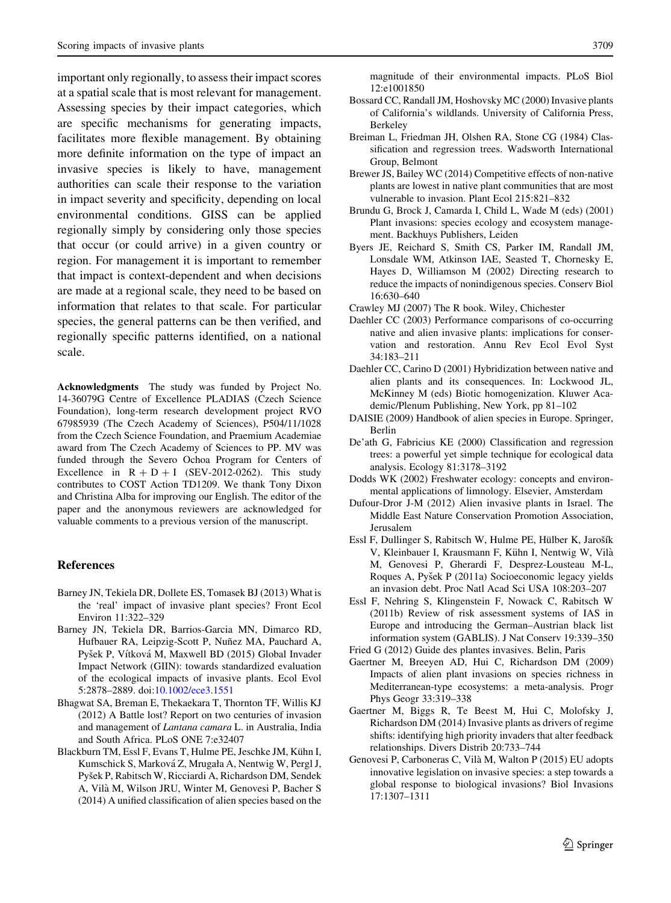important only regionally, to assess their impact scores at a spatial scale that is most relevant for management. Assessing species by their impact categories, which are specific mechanisms for generating impacts, facilitates more flexible management. By obtaining more definite information on the type of impact an invasive species is likely to have, management authorities can scale their response to the variation in impact severity and specificity, depending on local environmental conditions. GISS can be applied regionally simply by considering only those species that occur (or could arrive) in a given country or region. For management it is important to remember that impact is context-dependent and when decisions are made at a regional scale, they need to be based on information that relates to that scale. For particular species, the general patterns can be then verified, and regionally specific patterns identified, on a national scale.

**Acknowledgments** The study was funded by Project No. 14-36079G Centre of Excellence PLADIAS (Czech Science Foundation), long-term research development project RVO 67985939 (The Czech Academy of Sciences), P504/11/1028 from the Czech Science Foundation, and Praemium Academiae award from The Czech Academy of Sciences to PP. MV was funded through the Severo Ochoa Program for Centers of Excellence in R + D + I (SEV-2012-0262). This study contributes to COST Action TD1209. We thank Tony Dixon and Christina Alba for improving our English. The editor of the paper and the anonymous reviewers are acknowledged for valuable comments to a previous version of the manuscript.

## References

Barney JN, Tekiela DR, Dollete ES, Tomasek BJ (2013) What is the 'real' impact of invasive plant species? Front Ecol Environ 11:322–329

Barney JN, Tekiela DR, Barrios-Garcia MN, Dimarco RD, Hufbauer RA, Leipzig-Scott P, Nuñez MA, Pauchard A, Pyšek P, Vítková M, Maxwell BD (2015) Global Invader Impact Network (GIIN): towards standardized evaluation of the ecological impacts of invasive plants. Ecol Evol 5:2878–2889. doi:10.1002/ece3.1551

Bhagwat SA, Breman E, Thekaekara T, Thornton TF, Willis KJ (2012) A Battle lost? Report on two centuries of invasion and management of *Lantana camara* L. in Australia, India and South Africa. PLoS ONE 7:e32407

Blackburn TM, Essl F, Evans T, Hulme PE, Jeschke JM, Kühn I, Kumschick S, Marková Z, Mrugała A, Nentwig W, Pergl J, Pyšek P, Rabitsch W, Ricciardi A, Richardson DM, Sendek A, Vilà M, Wilson JRU, Winter M, Genovesi P, Bacher S (2014) A unified classification of alien species based on the magnitude of their environmental impacts. PLoS Biol 12:e1001850

Bossard CC, Randall JM, Hoshovsky MC (2000) Invasive plants of California's wildlands. University of California Press, Berkeley

Breiman L, Friedman JH, Olshen RA, Stone CG (1984) Classification and regression trees. Wadsworth International Group, Belmont

Brewer JS, Bailey WC (2014) Competitive effects of non-native plants are lowest in native plant communities that are most vulnerable to invasion. Plant Ecol 215:821–832

Brundu G, Brock J, Camarda I, Child L, Wade M (eds) (2001) Plant invasions: species ecology and ecosystem management. Backhuys Publishers, Leiden

Byers JE, Reichard S, Smith CS, Parker IM, Randall JM, Lonsdale WM, Atkinson IAE, Seasted T, Chornesky E, Hayes D, Williamson M (2002) Directing research to reduce the impacts of nonindigenous species. Conserv Biol 16:630–640

Crawley MJ (2007) The R book. Wiley, Chichester

Daehler CC (2003) Performance comparisons of co-occurring native and alien invasive plants: implications for conservation and restoration. Annu Rev Ecol Evol Syst 34:183–211

Daehler CC, Carino D (2001) Hybridization between native and alien plants and its consequences. In: Lockwood JL, McKinney M (eds) Biotic homogenization. Kluwer Academic/Plenum Publishing, New York, pp 81–102

DAISIE (2009) Handbook of alien species in Europe. Springer, Berlin

De'ath G, Fabricius KE (2000) Classification and regression trees: a powerful yet simple technique for ecological data analysis. Ecology 81:3178–3192

Dodds WK (2002) Freshwater ecology: concepts and environmental applications of limnology. Elsevier, Amsterdam

Dufour-Dror J-M (2012) Alien invasive plants in Israel. The Middle East Nature Conservation Promotion Association, Jerusalem

Essl F, Dullinger S, Rabitsch W, Hulme PE, Hülber K, Jarošík V, Kleinbauer I, Krausmann F, Kühn I, Nentwig W, Vilà M, Genovesi P, Gherardi F, Desprez-Lousteau M-L, Roques A, Pyšek P (2011a) Socioeconomic legacy yields an invasion debt. Proc Natl Acad Sci USA 108:203–207

Essl F, Nehring S, Klingenstein F, Nowack C, Rabitsch W (2011b) Review of risk assessment systems of IAS in Europe and introducing the German–Austrian black list information system (GABLIS). J Nat Conserv 19:339–350

Fried G (2012) Guide des plantes invasives. Belin, Paris

Gaertner M, Breeyen AD, Hui C, Richardson DM (2009) Impacts of alien plant invasions on species richness in Mediterranean-type ecosystems: a meta-analysis. Progr Phys Geogr 33:319–338

Gaertner M, Biggs R, Te Beest M, Hui C, Molofsky J, Richardson DM (2014) Invasive plants as drivers of regime shifts: identifying high priority invaders that alter feedback relationships. Divers Distrib 20:733–744

Genovesi P, Carboneras C, Vilà M, Walton P (2015) EU adopts innovative legislation on invasive species: a step towards a global response to biological invasions? Biol Invasions 17:1307–1311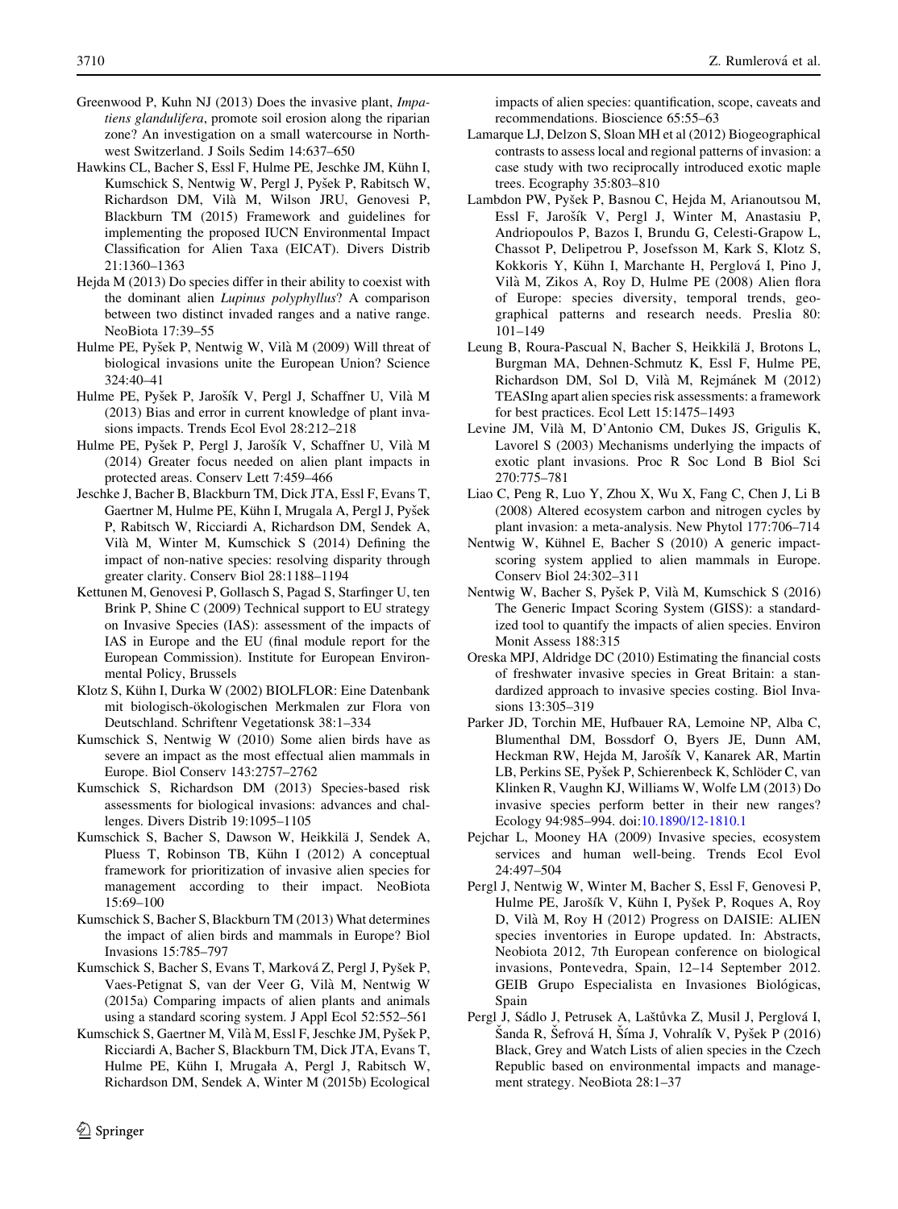Greenwood P, Kuhn NJ (2013) Does the invasive plant, *Impatiens glandulifera*, promote soil erosion along the riparian zone? An investigation on a small watercourse in Northwest Switzerland. J Soils Sedim 14:637–650

Hawkins CL, Bacher S, Essl F, Hulme PE, Jeschke JM, Kühn I, Kumschick S, Nentwig W, Pergl J, Pyšek P, Rabitsch W, Richardson DM, Vilà M, Wilson JRU, Genovesi P, Blackburn TM (2015) Framework and guidelines for implementing the proposed IUCN Environmental Impact Classification for Alien Taxa (EICAT). Divers Distrib 21:1360–1363

Hejda M (2013) Do species differ in their ability to coexist with the dominant alien *Lupinus polyphyllus*? A comparison between two distinct invaded ranges and a native range. NeoBiota 17:39–55

Hulme PE, Pyšek P, Nentwig W, Vilà M (2009) Will threat of biological invasions unite the European Union? Science 324:40–41

Hulme PE, Pyšek P, Jarošík V, Pergl J, Schaffner U, Vilà M (2013) Bias and error in current knowledge of plant invasions impacts. Trends Ecol Evol 28:212–218

Hulme PE, Pyšek P, Pergl J, Jarošík V, Schaffner U, Vilà M (2014) Greater focus needed on alien plant impacts in protected areas. Conserv Lett 7:459–466

Jeschke J, Bacher B, Blackburn TM, Dick JTA, Essl F, Evans T, Gaertner M, Hulme PE, Kühn I, Mrugala A, Pergl J, Pyšek P, Rabitsch W, Ricciardi A, Richardson DM, Sendek A, Vilà M, Winter M, Kumschick S (2014) Defining the impact of non-native species: resolving disparity through greater clarity. Conserv Biol 28:1188–1194

Kettunen M, Genovesi P, Gollasch S, Pagad S, Starfinger U, ten Brink P, Shine C (2009) Technical support to EU strategy on Invasive Species (IAS): assessment of the impacts of IAS in Europe and the EU (final module report for the European Commission). Institute for European Environmental Policy, Brussels

Klotz S, Kühn I, Durka W (2002) BIOLFLOR: Eine Datenbank mit biologisch-ökologischen Merkmalen zur Flora von Deutschland. Schriftenr Vegetationsk 38:1–334

Kumschick S, Nentwig W (2010) Some alien birds have as severe an impact as the most effectual alien mammals in Europe. Biol Conserv 143:2757–2762

Kumschick S, Richardson DM (2013) Species-based risk assessments for biological invasions: advances and challenges. Divers Distrib 19:1095–1105

Kumschick S, Bacher S, Dawson W, Heikkilä J, Sendek A, Pluess T, Robinson TB, Kühn I (2012) A conceptual framework for prioritization of invasive alien species for management according to their impact. NeoBiota 15:69–100

Kumschick S, Bacher S, Blackburn TM (2013) What determines the impact of alien birds and mammals in Europe? Biol Invasions 15:785–797

Kumschick S, Bacher S, Evans T, Marková Z, Pergl J, Pyšek P, Vaes-Petignat S, van der Veer G, Vilà M, Nentwig W (2015a) Comparing impacts of alien plants and animals using a standard scoring system. J Appl Ecol 52:552–561

Kumschick S, Gaertner M, Vilà M, Essl F, Jeschke JM, Pyšek P, Ricciardi A, Bacher S, Blackburn TM, Dick JTA, Evans T, Hulme PE, Kühn I, Mrugała A, Pergl J, Rabitsch W, Richardson DM, Sendek A, Winter M (2015b) Ecological impacts of alien species: quantification, scope, caveats and recommendations. Bioscience 65:55–63

Lamarque LJ, Delzon S, Sloan MH et al (2012) Biogeographical contrasts to assess local and regional patterns of invasion: a case study with two reciprocally introduced exotic maple trees. Ecography 35:803–810

Lambdon PW, Pyšek P, Basnou C, Hejda M, Arianoutsou M, Essl F, Jarošík V, Pergl J, Winter M, Anastasiu P, Andriopoulos P, Bazos I, Brundu G, Celesti-Grapow L, Chassot P, Delipetrou P, Josefsson M, Kark S, Klotz S, Kokkoris Y, Kühn I, Marchante H, Perglová I, Pino J, Vilà M, Zikos A, Roy D, Hulme PE (2008) Alien flora of Europe: species diversity, temporal trends, geographical patterns and research needs. Preslia 80: 101–149

Leung B, Roura-Pascual N, Bacher S, Heikkilä J, Brotons L, Burgman MA, Dehnen-Schmutz K, Essl F, Hulme PE, Richardson DM, Sol D, Vilà M, Rejmánek M (2012) TEASIng apart alien species risk assessments: a framework for best practices. Ecol Lett 15:1475–1493

Levine JM, Vilà M, D'Antonio CM, Dukes JS, Grigulis K, Lavorel S (2003) Mechanisms underlying the impacts of exotic plant invasions. Proc R Soc Lond B Biol Sci 270:775–781

Liao C, Peng R, Luo Y, Zhou X, Wu X, Fang C, Chen J, Li B (2008) Altered ecosystem carbon and nitrogen cycles by plant invasion: a meta-analysis. New Phytol 177:706–714

Nentwig W, Kühnel E, Bacher S (2010) A generic impact-scoring system applied to alien mammals in Europe. Conserv Biol 24:302–311

Nentwig W, Bacher S, Pyšek P, Vilà M, Kumschick S (2016) The Generic Impact Scoring System (GISS): a standardized tool to quantify the impacts of alien species. Environ Monit Assess 188:315

Oreska MPJ, Aldridge DC (2010) Estimating the financial costs of freshwater invasive species in Great Britain: a standardized approach to invasive species costing. Biol Invasions 13:305–319

Parker JD, Torchin ME, Hufbauer RA, Lemoine NP, Alba C, Blumenthal DM, Bossdorf O, Byers JE, Dunn AM, Heckman RW, Hejda M, Jarošík V, Kanarek AR, Martin LB, Perkins SE, Pyšek P, Schierenbeck K, Schlöder C, van Klinken R, Vaughn KJ, Williams W, Wolfe LM (2013) Do invasive species perform better in their new ranges? Ecology 94:985–994. doi:10.1890/12-1810.1

Pejchar L, Mooney HA (2009) Invasive species, ecosystem services and human well-being. Trends Ecol Evol 24:497–504

Pergl J, Nentwig W, Winter M, Bacher S, Essl F, Genovesi P, Hulme PE, Jarošík V, Kühn I, Pyšek P, Roques A, Roy D, Vilà M, Roy H (2012) Progress on DAISIE: ALIEN species inventories in Europe updated. In: Abstracts, Neobiota 2012, 7th European conference on biological invasions, Pontevedra, Spain, 12–14 September 2012. GEIB Grupo Especialista en Invasiones Biológicas, Spain

Pergl J, Sádlo J, Petrusek A, Laštůvka Z, Musil J, Perglová I, Šanda R, Šefrová H, Šíma J, Vohralík V, Pyšek P (2016) Black, Grey and Watch Lists of alien species in the Czech Republic based on environmental impacts and management strategy. NeoBiota 28:1–37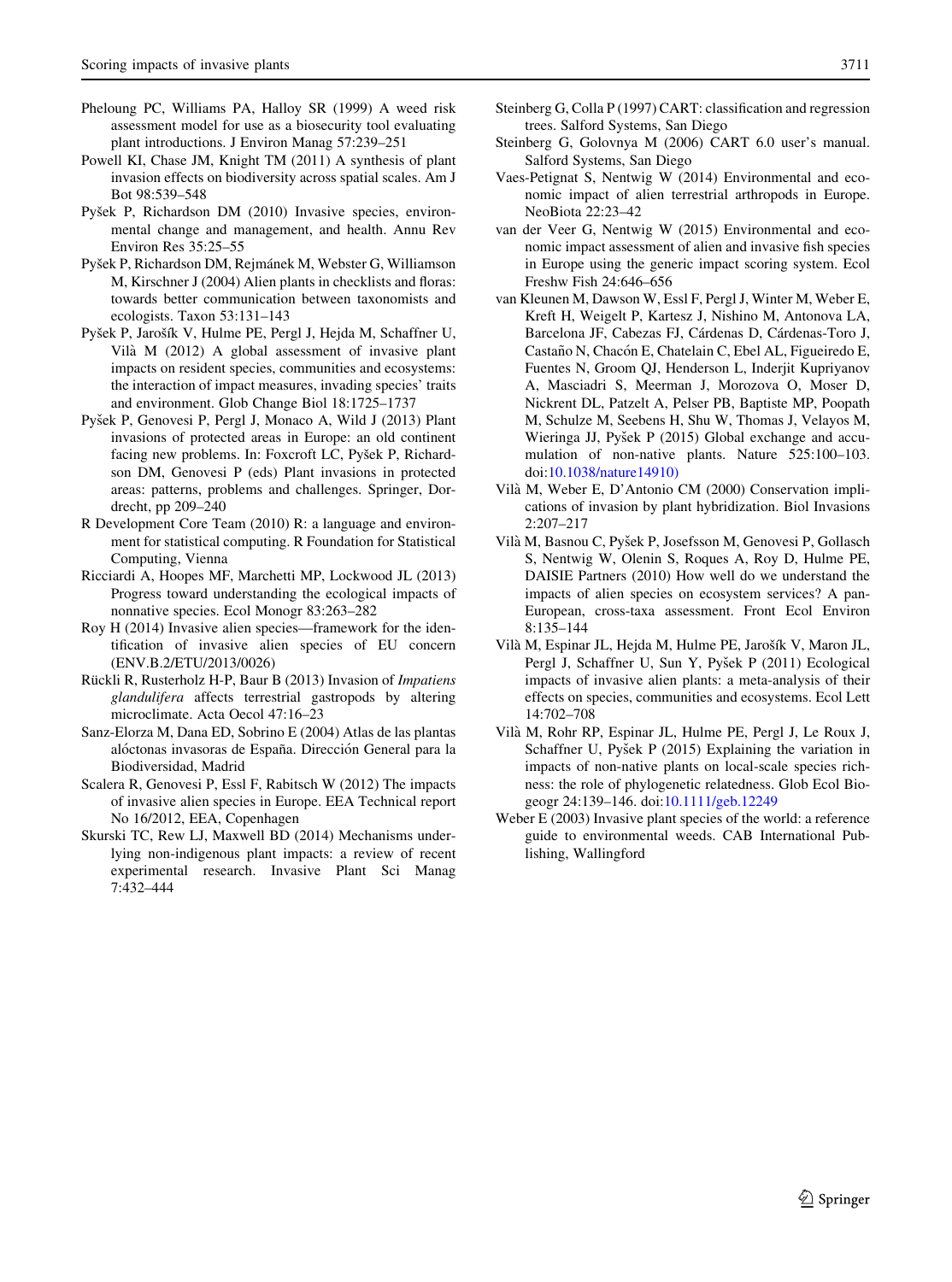Pheloung PC, Williams PA, Halloy SR (1999) A weed risk assessment model for use as a biosecurity tool evaluating plant introductions. J Environ Manag 57:239–251

Powell KI, Chase JM, Knight TM (2011) A synthesis of plant invasion effects on biodiversity across spatial scales. Am J Bot 98:539–548

Pyšek P, Richardson DM (2010) Invasive species, environmental change and management, and health. Annu Rev Environ Res 35:25–55

Pyšek P, Richardson DM, Rejmánek M, Webster G, Williamson M, Kirschner J (2004) Alien plants in checklists and floras: towards better communication between taxonomists and ecologists. Taxon 53:131–143

Pyšek P, Jarošík V, Hulme PE, Pergl J, Hejda M, Schaffner U, Vilà M (2012) A global assessment of invasive plant impacts on resident species, communities and ecosystems: the interaction of impact measures, invading species' traits and environment. Glob Change Biol 18:1725–1737

Pyšek P, Genovesi P, Pergl J, Monaco A, Wild J (2013) Plant invasions of protected areas in Europe: an old continent facing new problems. In: Foxcroft LC, Pyšek P, Richardson DM, Genovesi P (eds) Plant invasions in protected areas: patterns, problems and challenges. Springer, Dordrecht, pp 209–240

R Development Core Team (2010) R: a language and environment for statistical computing. R Foundation for Statistical Computing, Vienna

Ricciardi A, Hoopes MF, Marchetti MP, Lockwood JL (2013) Progress toward understanding the ecological impacts of nonnative species. Ecol Monogr 83:263–282

Roy H (2014) Invasive alien species—framework for the identification of invasive alien species of EU concern (ENV.B.2/ETU/2013/0026)

Rückli R, Rusterholz H-P, Baur B (2013) Invasion of *Impatiens glandulifera* affects terrestrial gastropods by altering microclimate. Acta Oecol 47:16–23

Sanz-Elorza M, Dana ED, Sobrino E (2004) Atlas de las plantas alóctonas invasoras de España. Dirección General para la Biodiversidad, Madrid

Scalera R, Genovesi P, Essl F, Rabitsch W (2012) The impacts of invasive alien species in Europe. EEA Technical report No 16/2012, EEA, Copenhagen

Skurski TC, Rew LJ, Maxwell BD (2014) Mechanisms underlying non-indigenous plant impacts: a review of recent experimental research. Invasive Plant Sci Manag 7:432–444

Steinberg G, Colla P (1997) CART: classification and regression trees. Salford Systems, San Diego

Steinberg G, Golovnya M (2006) CART 6.0 user's manual. Salford Systems, San Diego

Vaes-Petignat S, Nentwig W (2014) Environmental and economic impact of alien terrestrial arthropods in Europe. NeoBiota 22:23–42

van der Veer G, Nentwig W (2015) Environmental and economic impact assessment of alien and invasive fish species in Europe using the generic impact scoring system. Ecol Freshw Fish 24:646–656

van Kleunen M, Dawson W, Essl F, Pergl J, Winter M, Weber E, Kreft H, Weigelt P, Kartesz J, Nishino M, Antonova LA, Barcelona JF, Cabezas FJ, Cárdenas D, Cárdenas-Toro J, Castaño N, Chacón E, Chatelain C, Ebel AL, Figueiredo E, Fuentes N, Groom QJ, Henderson L, Inderjit Kupriyanov A, Masciadri S, Meerman J, Morozova O, Moser D, Nickrent DL, Patzelt A, Pelser PB, Baptiste MP, Poopath M, Schulze M, Seebens H, Shu W, Thomas J, Velayos M, Wieringa JJ, Pyšek P (2015) Global exchange and accumulation of non-native plants. Nature 525:100–103. doi:10.1038/nature14910)

Vilà M, Weber E, D'Antonio CM (2000) Conservation implications of invasion by plant hybridization. Biol Invasions 2:207–217

Vilà M, Basnou C, Pyšek P, Josefsson M, Genovesi P, Gollasch S, Nentwig W, Olenin S, Roques A, Roy D, Hulme PE, DAISIE Partners (2010) How well do we understand the impacts of alien species on ecosystem services? A pan-European, cross-taxa assessment. Front Ecol Environ 8:135–144

Vilà M, Espinar JL, Hejda M, Hulme PE, Jarošík V, Maron JL, Pergl J, Schaffner U, Sun Y, Pyšek P (2011) Ecological impacts of invasive alien plants: a meta-analysis of their effects on species, communities and ecosystems. Ecol Lett 14:702–708

Vilà M, Rohr RP, Espinar JL, Hulme PE, Pergl J, Le Roux J, Schaffner U, Pyšek P (2015) Explaining the variation in impacts of non-native plants on local-scale species richness: the role of phylogenetic relatedness. Glob Ecol Biogeogr 24:139–146. doi:10.1111/geb.12249

Weber E (2003) Invasive plant species of the world: a reference guide to environmental weeds. CAB International Publishing, Wallingford